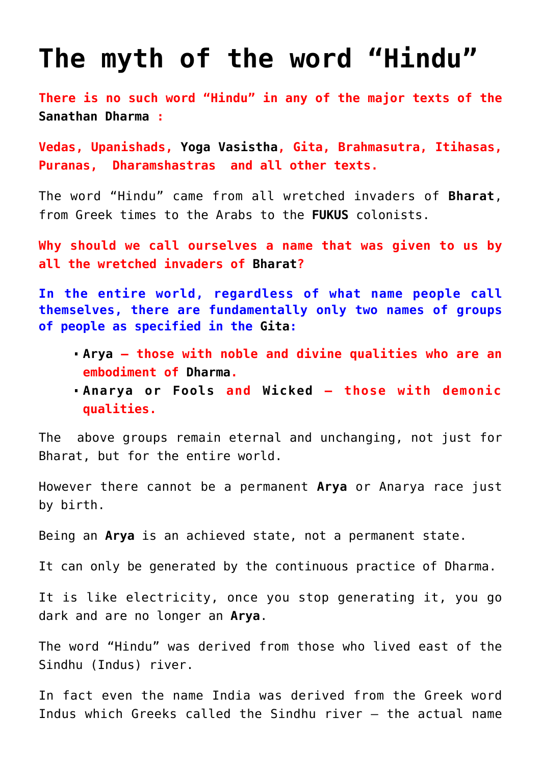# The myth of the word "Hindu"

**There is no such word "Hindu" in any of the major texts of the Sanathan Dharma :**

**Vedas, Upanishads, Yoga Vasistha, Gita, Brahmasutra, Itihasas, Puranas, Dharamshastras and all other texts.**

The word "Hindu" came from all wretched invaders of **Bharat**, from Greek times to the Arabs to the **FUKUS** colonists.

**Why should we call ourselves a name that was given to us by all the wretched invaders of Bharat?**

**In the entire world, regardless of what name people call themselves, there are fundamentally only two names of groups of people as specified in the Gita:**

- **Arya – those with noble and divine qualities who are an embodiment of Dharma.**
- **Anarya or Fools and Wicked – those with demonic qualities.**

The above groups remain eternal and unchanging, not just for Bharat, but for the entire world.

However there cannot be a permanent **Arya** or Anarya race just by birth.

Being an **Arya** is an achieved state, not a permanent state.

It can only be generated by the continuous practice of Dharma.

It is like electricity, once you stop generating it, you go dark and are no longer an **Arya**.

The word "Hindu" was derived from those who lived east of the Sindhu (Indus) river.

In fact even the name India was derived from the Greek word Indus which Greeks called the Sindhu river – the actual name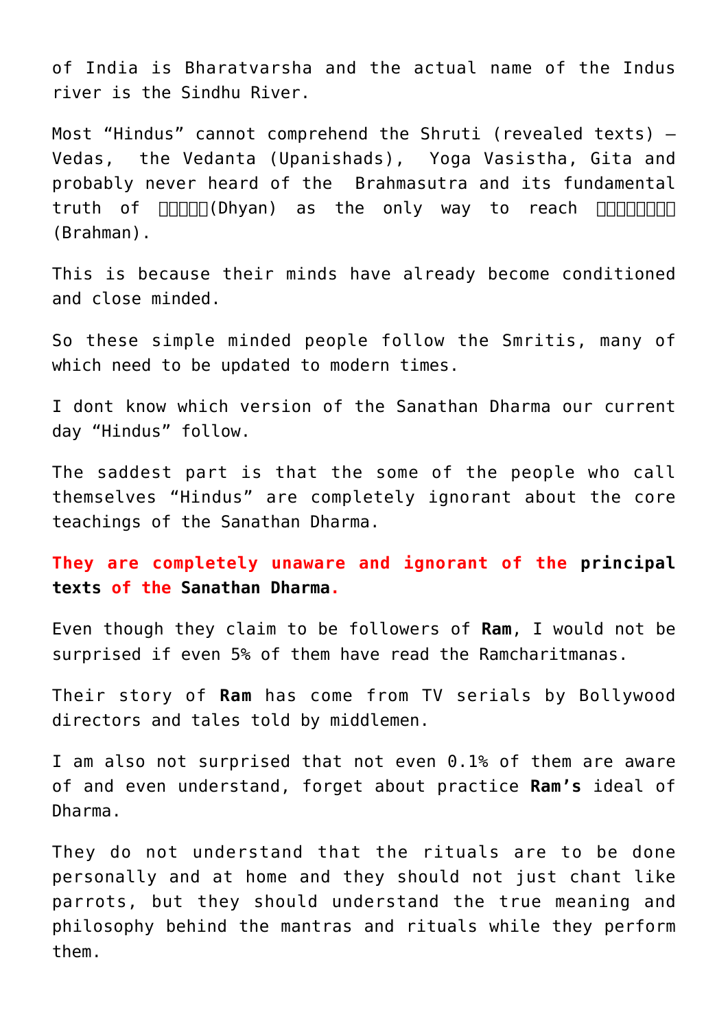of India is Bharatvarsha and the actual name of the Indus river is the Sindhu River.

Most “Hindus” cannot comprehend the Shruti (revealed texts) – Vedas, the Vedanta (Upanishads), Yoga Vasistha, Gita and probably never heard of the Brahmasutra and its fundamental truth of □□□□□(Dhyan) as the only way to reach □□□□□□□□ (Brahman).

This is because their minds have already become conditioned and close minded.

So these simple minded people follow the Smritis, many of which need to be updated to modern times.

I dont know which version of the Sanathan Dharma our current day “Hindus” follow.

The saddest part is that the some of the people who call themselves “Hindus” are completely ignorant about the core teachings of the Sanathan Dharma.

**They are completely unaware and ignorant of the principal texts of the Sanathan Dharma.**

Even though they claim to be followers of **Ram**, I would not be surprised if even 5% of them have read the Ramcharitmanas.

Their story of **Ram** has come from TV serials by Bollywood directors and tales told by middlemen.

I am also not surprised that not even 0.1% of them are aware of and even understand, forget about practice **Ram’s** ideal of Dharma.

They do not understand that the rituals are to be done personally and at home and they should not just chant like parrots, but they should understand the true meaning and philosophy behind the mantras and rituals while they perform them.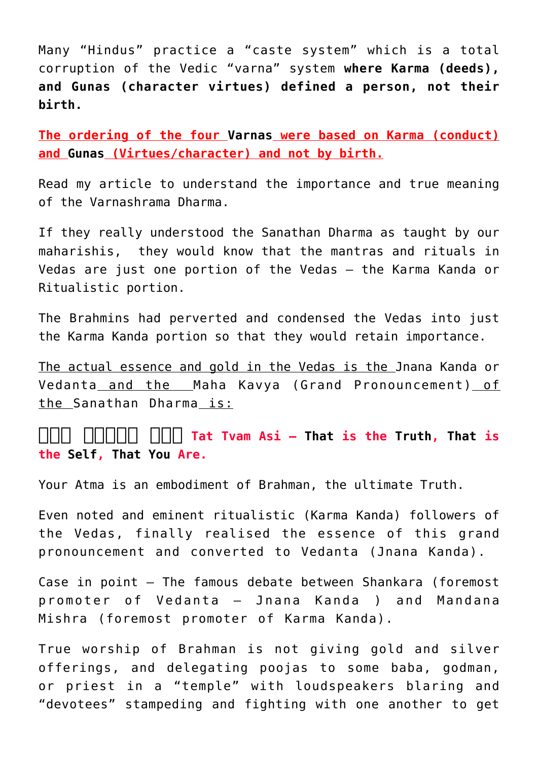Many "Hindus" practice a "caste system" which is a total corruption of the Vedic "varna" system **where Karma (deeds), and Gunas (character virtues) defined a person, not their birth.**

**The ordering of the four Varnas were based on Karma (conduct) and Gunas (Virtues/character) and not by birth.**

Read my article to understand the importance and true meaning of the Varnashrama Dharma.

If they really understood the Sanathan Dharma as taught by our maharishis, they would know that the mantras and rituals in Vedas are just one portion of the Vedas – the Karma Kanda or Ritualistic portion.

The Brahmins had perverted and condensed the Vedas into just the Karma Kanda portion so that they would retain importance.

The actual essence and gold in the Vedas is the Jnana Kanda or Vedanta and the Maha Kavya (Grand Pronouncement) of the Sanathan Dharma is:

**तत् त्वम् असि Tat Tvam Asi – That is the Truth, That is the Self, That You Are.**

Your Atma is an embodiment of Brahman, the ultimate Truth.

Even noted and eminent ritualistic (Karma Kanda) followers of the Vedas, finally realised the essence of this grand pronouncement and converted to Vedanta (Jnana Kanda).

Case in point – The famous debate between Shankara (foremost promoter of Vedanta – Jnana Kanda ) and Mandana Mishra (foremost promoter of Karma Kanda).

True worship of Brahman is not giving gold and silver offerings, and delegating poojas to some baba, godman, or priest in a "temple" with loudspeakers blaring and "devotees" stampeding and fighting with one another to get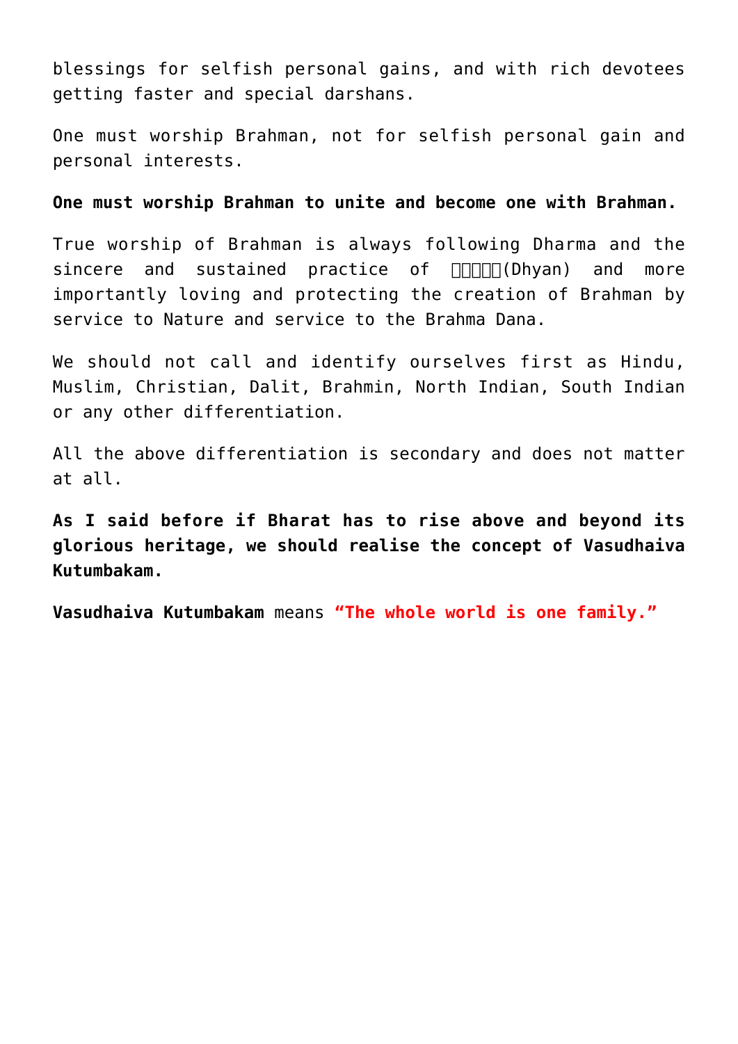blessings for selfish personal gains, and with rich devotees getting faster and special darshans.

One must worship Brahman, not for selfish personal gain and personal interests.

**One must worship Brahman to unite and become one with Brahman.**

True worship of Brahman is always following Dharma and the sincere and sustained practice of ध्यान(Dhyan) and more importantly loving and protecting the creation of Brahman by service to Nature and service to the Brahma Dana.

We should not call and identify ourselves first as Hindu, Muslim, Christian, Dalit, Brahmin, North Indian, South Indian or any other differentiation.

All the above differentiation is secondary and does not matter at all.

**As I said before if Bharat has to rise above and beyond its glorious heritage, we should realise the concept of Vasudhaiva Kutumbakam.**

**Vasudhaiva Kutumbakam** means **"The whole world is one family."**